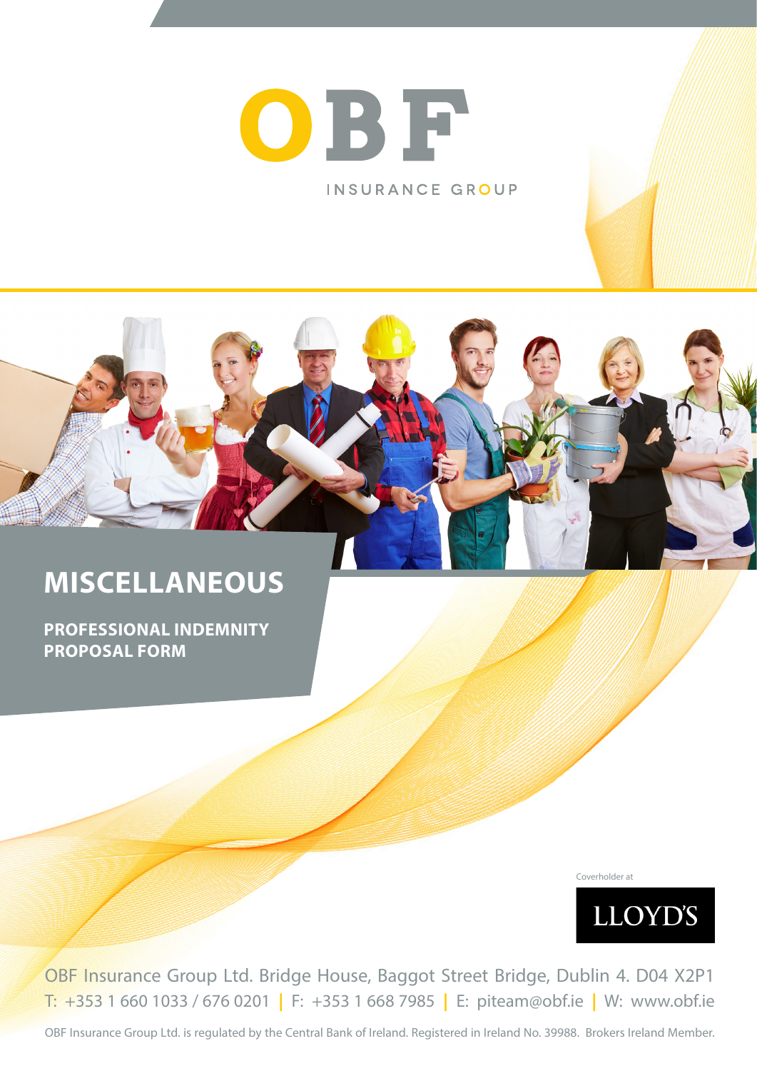# OBF

INSURANCE GROUP

# MISCELLANEOUS

## PROFESSIONAL INDEMNITY PROPOSAL FORM

Coverholder at

LLOYD'S

OBF Insurance Group Ltd. Bridge House, Baggot Street Bridge, Dublin 4. D04 X2P1

T: +353 1 660 1033 / 676 0201 | F: +353 1 668 7985 | E: piteam@obf.ie | W: www.obf.ie

OBF Insurance Group Ltd. is regulated by the Central Bank of Ireland. Registered in Ireland No. 39988. Brokers Ireland Member.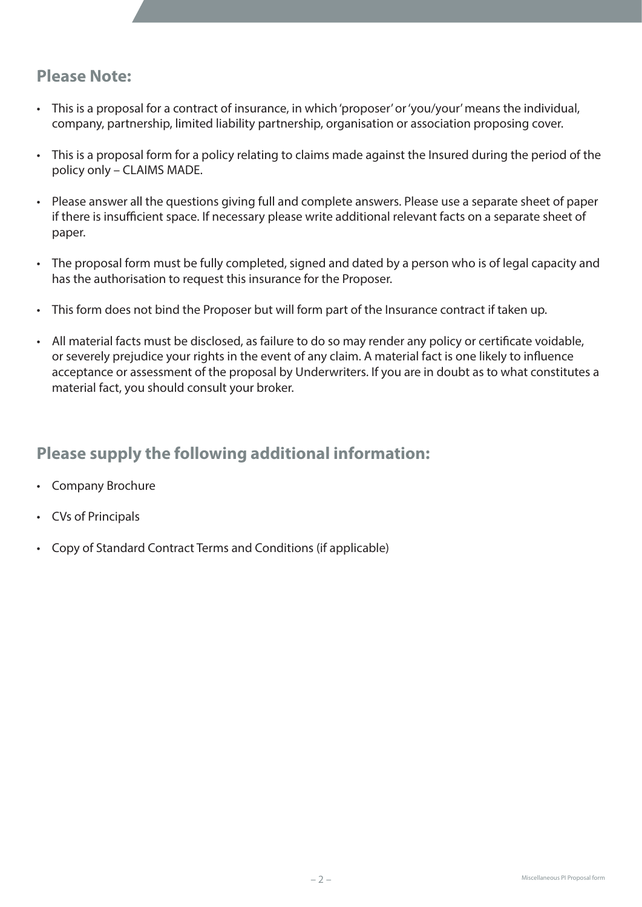## Please Note:

- This is a proposal for a contract of insurance, in which 'proposer' or 'you/your' means the individual, company, partnership, limited liability partnership, organisation or association proposing cover.
- This is a proposal form for a policy relating to claims made against the Insured during the period of the policy only – CLAIMS MADE.
- Please answer all the questions giving full and complete answers. Please use a separate sheet of paper if there is insufficient space. If necessary please write additional relevant facts on a separate sheet of paper.
- The proposal form must be fully completed, signed and dated by a person who is of legal capacity and has the authorisation to request this insurance for the Proposer.
- This form does not bind the Proposer but will form part of the Insurance contract if taken up.
- All material facts must be disclosed, as failure to do so may render any policy or certificate voidable, or severely prejudice your rights in the event of any claim. A material fact is one likely to influence acceptance or assessment of the proposal by Underwriters. If you are in doubt as to what constitutes a material fact, you should consult your broker.

## Please supply the following additional information:

- Company Brochure
- CVs of Principals
- Copy of Standard Contract Terms and Conditions (if applicable)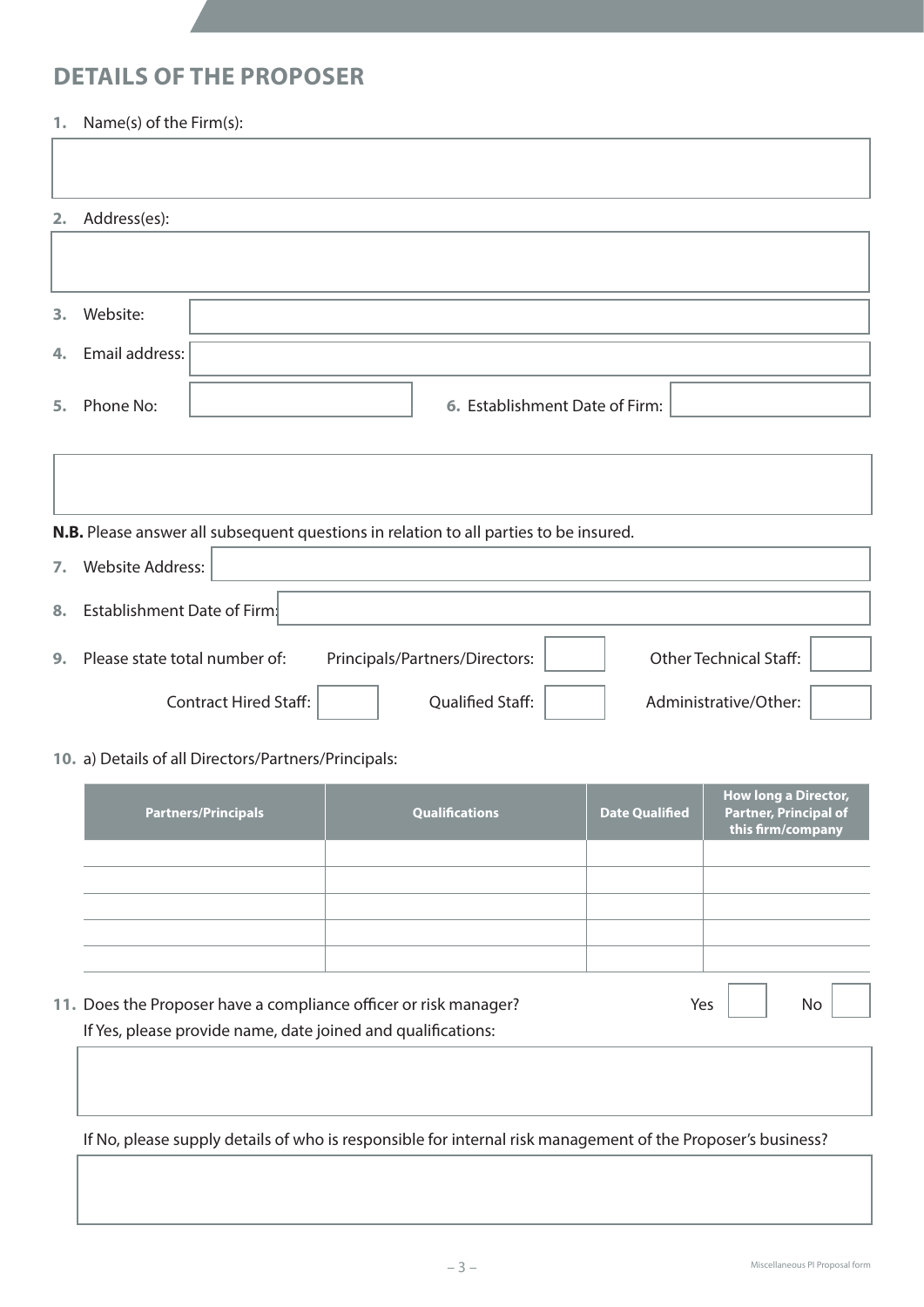## DETAILS OF THE PROPOSER

**1.** Name(s) of the Firm(s):

**2.** Address(es):

**3.** Website:

**4.** Email address:

**5.** Phone No:

**6.** Establishment Date of Firm:

**N.B.** Please answer all subsequent questions in relation to all parties to be insured.

**7.** Website Address:

**8.** Establishment Date of Firm:

**9.** Please state total number of:

- Principals/Partners/Directors:
- Other Technical Staff:
- Contract Hired Staff:
- Qualified Staff:
- Administrative/Other:

**10.** a) Details of all Directors/Partners/Principals:

| Partners/Principals | Qualifications | Date Qualified | How long a Director, Partner, Principal of this firm/company |
|---|---|---|---|
| | | | |
| | | | |
| | | | |
| | | | |
| | | | |

**11.** Does the Proposer have a compliance officer or risk manager? Yes ☐ No ☐

If Yes, please provide name, date joined and qualifications:

If No, please supply details of who is responsible for internal risk management of the Proposer's business?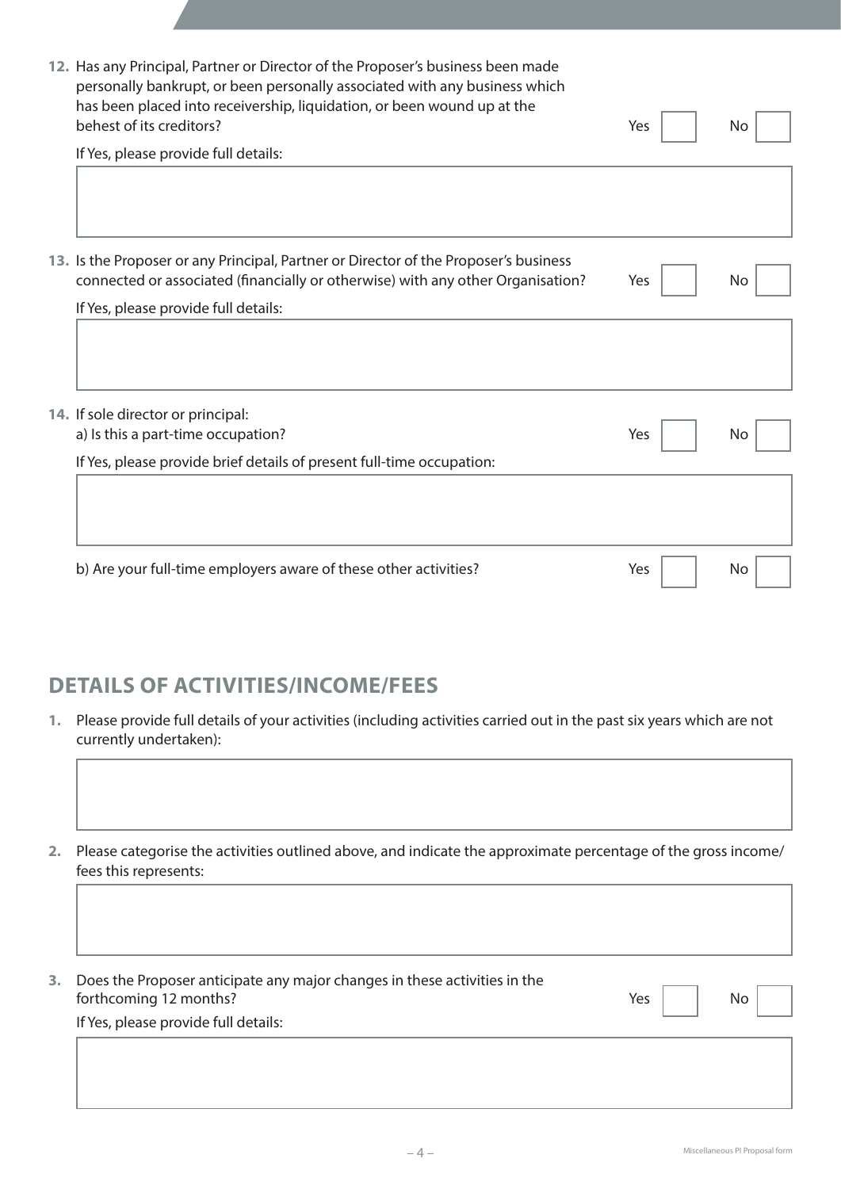12. Has any Principal, Partner or Director of the Proposer's business been made personally bankrupt, or been personally associated with any business which has been placed into receivership, liquidation, or been wound up at the behest of its creditors? Yes ☐ No ☐

If Yes, please provide full details:

13. Is the Proposer or any Principal, Partner or Director of the Proposer's business connected or associated (financially or otherwise) with any other Organisation? Yes ☐ No ☐

If Yes, please provide full details:

14. If sole director or principal:

a) Is this a part-time occupation? Yes ☐ No ☐

If Yes, please provide brief details of present full-time occupation:

b) Are your full-time employers aware of these other activities? Yes ☐ No ☐

## DETAILS OF ACTIVITIES/INCOME/FEES

1. Please provide full details of your activities (including activities carried out in the past six years which are not currently undertaken):

2. Please categorise the activities outlined above, and indicate the approximate percentage of the gross income/ fees this represents:

3. Does the Proposer anticipate any major changes in these activities in the forthcoming 12 months? Yes ☐ No ☐

If Yes, please provide full details: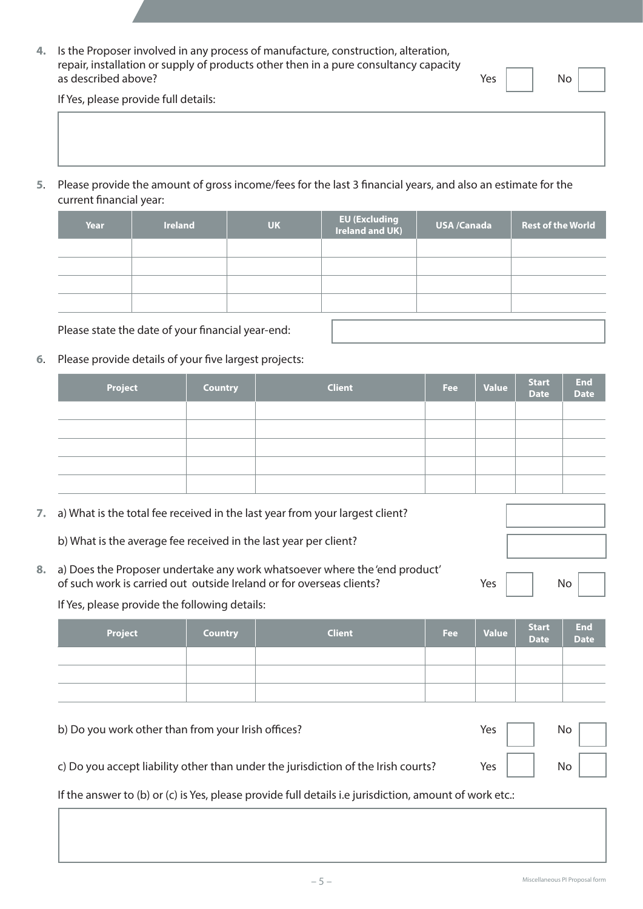4. Is the Proposer involved in any process of manufacture, construction, alteration, repair, installation or supply of products other then in a pure consultancy capacity as described above? Yes ☐ No ☐

   If Yes, please provide full details:

   ______________________________________________

5. Please provide the amount of gross income/fees for the last 3 financial years, and also an estimate for the current financial year:

| Year | Ireland | UK | EU (Excluding Ireland and UK) | USA /Canada | Rest of the World |
|---|---|---|---|---|---|
| | | | | | |
| | | | | | |
| | | | | | |
| | | | | | |

   Please state the date of your financial year-end: ______________________

6. Please provide details of your five largest projects:

| Project | Country | Client | Fee | Value | Start Date | End Date |
|---|---|---|---|---|---|---|
| | | | | | | |
| | | | | | | |
| | | | | | | |
| | | | | | | |
| | | | | | | |

7. a) What is the total fee received in the last year from your largest client? ______________

   b) What is the average fee received in the last year per client? ______________

8. a) Does the Proposer undertake any work whatsoever where the 'end product' of such work is carried out outside Ireland or for overseas clients? Yes ☐ No ☐

   If Yes, please provide the following details:

| Project | Country | Client | Fee | Value | Start Date | End Date |
|---|---|---|---|---|---|---|
| | | | | | | |
| | | | | | | |
| | | | | | | |

   b) Do you work other than from your Irish offices? Yes ☐ No ☐

   c) Do you accept liability other than under the jurisdiction of the Irish courts? Yes ☐ No ☐

   If the answer to (b) or (c) is Yes, please provide full details i.e jurisdiction, amount of work etc.:

   ______________________________________________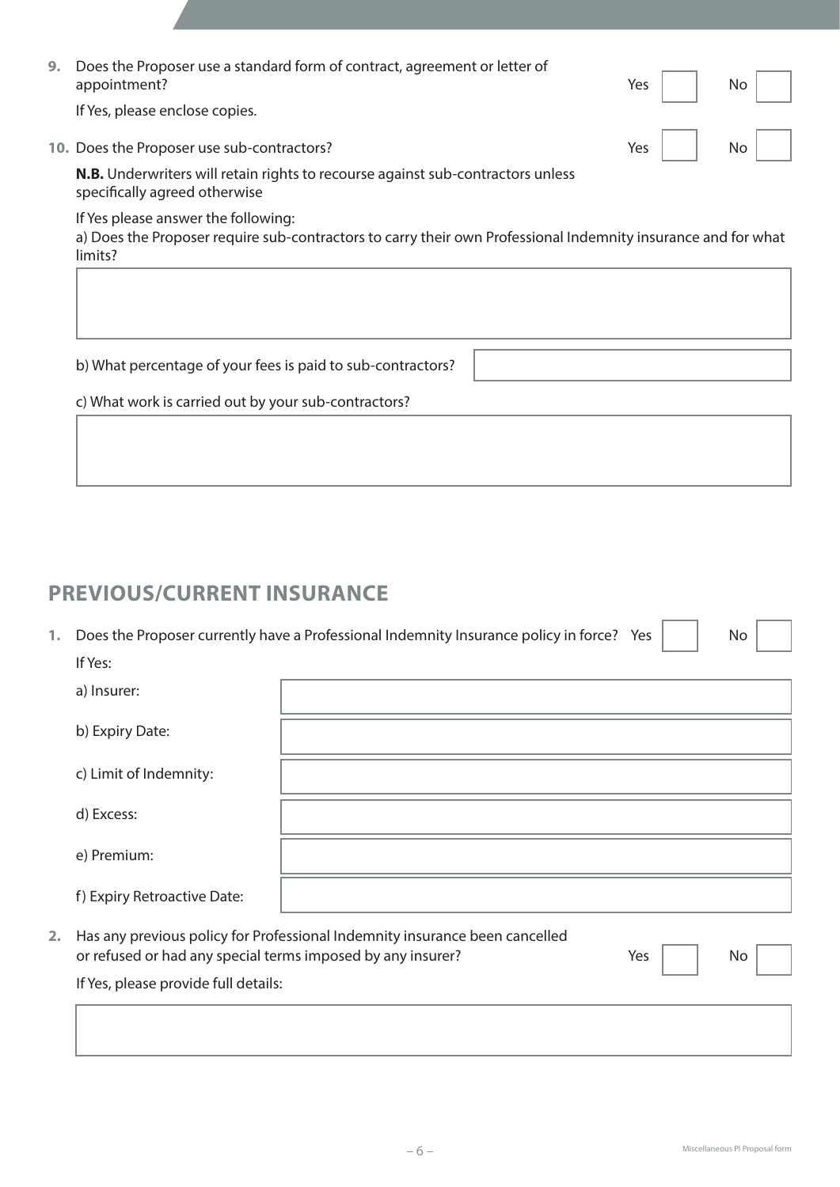9. Does the Proposer use a standard form of contract, agreement or letter of appointment? Yes ☐ No ☐

   If Yes, please enclose copies.

10. Does the Proposer use sub-contractors? Yes ☐ No ☐

    **N.B.** Underwriters will retain rights to recourse against sub-contractors unless specifically agreed otherwise

    If Yes please answer the following:

    a) Does the Proposer require sub-contractors to carry their own Professional Indemnity insurance and for what limits?

    b) What percentage of your fees is paid to sub-contractors?

    c) What work is carried out by your sub-contractors?

## PREVIOUS/CURRENT INSURANCE

1. Does the Proposer currently have a Professional Indemnity Insurance policy in force? Yes ☐ No ☐

   If Yes:

   a) Insurer:

   b) Expiry Date:

   c) Limit of Indemnity:

   d) Excess:

   e) Premium:

   f) Expiry Retroactive Date:

2. Has any previous policy for Professional Indemnity insurance been cancelled or refused or had any special terms imposed by any insurer? Yes ☐ No ☐

   If Yes, please provide full details: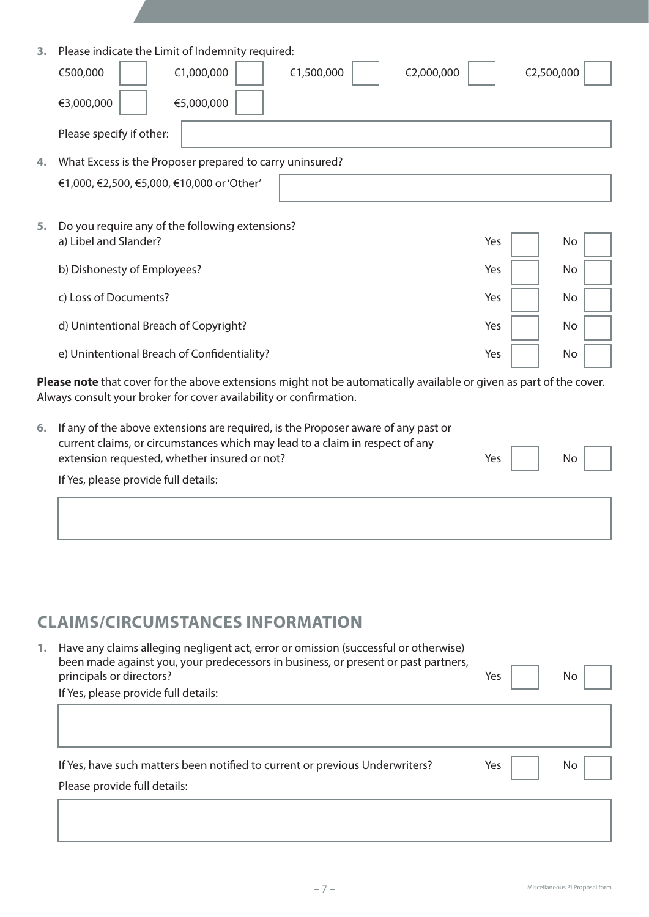3. Please indicate the Limit of Indemnity required:

| €500,000 | ☐ | €1,000,000 | ☐ | €1,500,000 | ☐ | €2,000,000 | ☐ | €2,500,000 | ☐ |
|---|---|---|---|---|---|---|---|---|---|
| €3,000,000 | ☐ | €5,000,000 | ☐ | | | | | | |

Please specify if other: ____________________

4. What Excess is the Proposer prepared to carry uninsured?

€1,000, €2,500, €5,000, €10,000 or 'Other' ____________________

5. Do you require any of the following extensions?

| | Yes | | No | |
|---|---|---|---|---|
| a) Libel and Slander? | Yes | ☐ | No | ☐ |
| b) Dishonesty of Employees? | Yes | ☐ | No | ☐ |
| c) Loss of Documents? | Yes | ☐ | No | ☐ |
| d) Unintentional Breach of Copyright? | Yes | ☐ | No | ☐ |
| e) Unintentional Breach of Confidentiality? | Yes | ☐ | No | ☐ |

**Please note** that cover for the above extensions might not be automatically available or given as part of the cover. Always consult your broker for cover availability or confirmation.

6. If any of the above extensions are required, is the Proposer aware of any past or current claims, or circumstances which may lead to a claim in respect of any extension requested, whether insured or not? Yes ☐ No ☐

If Yes, please provide full details:

____________________

## CLAIMS/CIRCUMSTANCES INFORMATION

1. Have any claims alleging negligent act, error or omission (successful or otherwise) been made against you, your predecessors in business, or present or past partners, principals or directors? Yes ☐ No ☐

If Yes, please provide full details:

____________________

If Yes, have such matters been notified to current or previous Underwriters? Yes ☐ No ☐

Please provide full details:

____________________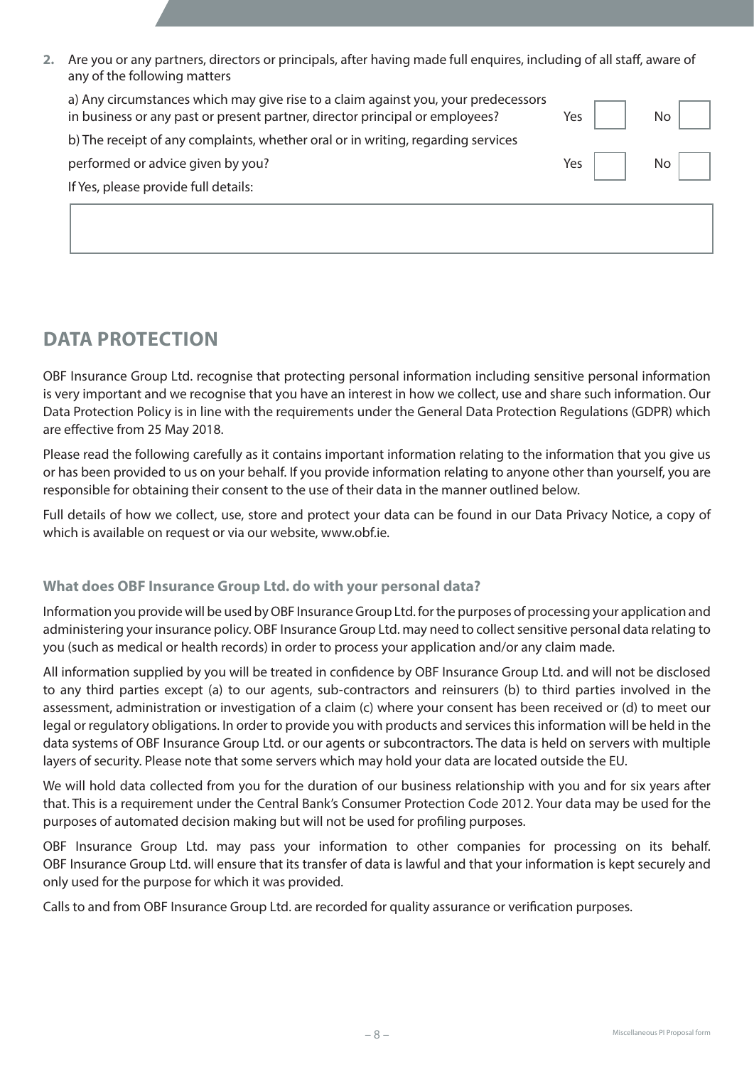2. Are you or any partners, directors or principals, after having made full enquires, including of all staff, aware of any of the following matters

   a) Any circumstances which may give rise to a claim against you, your predecessors in business or any past or present partner, director principal or employees? Yes ☐ No ☐

   b) The receipt of any complaints, whether oral or in writing, regarding services performed or advice given by you? Yes ☐ No ☐

   If Yes, please provide full details:

## DATA PROTECTION

OBF Insurance Group Ltd. recognise that protecting personal information including sensitive personal information is very important and we recognise that you have an interest in how we collect, use and share such information. Our Data Protection Policy is in line with the requirements under the General Data Protection Regulations (GDPR) which are effective from 25 May 2018.

Please read the following carefully as it contains important information relating to the information that you give us or has been provided to us on your behalf. If you provide information relating to anyone other than yourself, you are responsible for obtaining their consent to the use of their data in the manner outlined below.

Full details of how we collect, use, store and protect your data can be found in our Data Privacy Notice, a copy of which is available on request or via our website, www.obf.ie.

### What does OBF Insurance Group Ltd. do with your personal data?

Information you provide will be used by OBF Insurance Group Ltd. for the purposes of processing your application and administering your insurance policy. OBF Insurance Group Ltd. may need to collect sensitive personal data relating to you (such as medical or health records) in order to process your application and/or any claim made.

All information supplied by you will be treated in confidence by OBF Insurance Group Ltd. and will not be disclosed to any third parties except (a) to our agents, sub-contractors and reinsurers (b) to third parties involved in the assessment, administration or investigation of a claim (c) where your consent has been received or (d) to meet our legal or regulatory obligations. In order to provide you with products and services this information will be held in the data systems of OBF Insurance Group Ltd. or our agents or subcontractors. The data is held on servers with multiple layers of security. Please note that some servers which may hold your data are located outside the EU.

We will hold data collected from you for the duration of our business relationship with you and for six years after that. This is a requirement under the Central Bank's Consumer Protection Code 2012. Your data may be used for the purposes of automated decision making but will not be used for profiling purposes.

OBF Insurance Group Ltd. may pass your information to other companies for processing on its behalf. OBF Insurance Group Ltd. will ensure that its transfer of data is lawful and that your information is kept securely and only used for the purpose for which it was provided.

Calls to and from OBF Insurance Group Ltd. are recorded for quality assurance or verification purposes.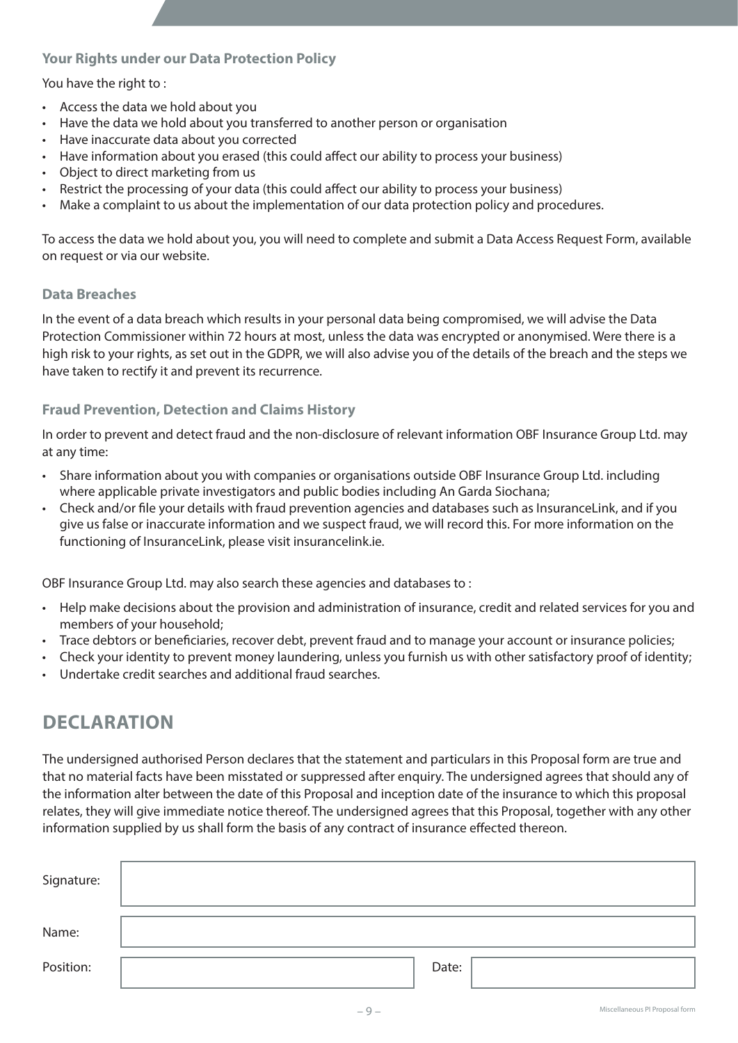### Your Rights under our Data Protection Policy

You have the right to :

- Access the data we hold about you
- Have the data we hold about you transferred to another person or organisation
- Have inaccurate data about you corrected
- Have information about you erased (this could affect our ability to process your business)
- Object to direct marketing from us
- Restrict the processing of your data (this could affect our ability to process your business)
- Make a complaint to us about the implementation of our data protection policy and procedures.

To access the data we hold about you, you will need to complete and submit a Data Access Request Form, available on request or via our website.

### Data Breaches

In the event of a data breach which results in your personal data being compromised, we will advise the Data Protection Commissioner within 72 hours at most, unless the data was encrypted or anonymised. Were there is a high risk to your rights, as set out in the GDPR, we will also advise you of the details of the breach and the steps we have taken to rectify it and prevent its recurrence.

### Fraud Prevention, Detection and Claims History

In order to prevent and detect fraud and the non-disclosure of relevant information OBF Insurance Group Ltd. may at any time:

- Share information about you with companies or organisations outside OBF Insurance Group Ltd. including where applicable private investigators and public bodies including An Garda Siochana;
- Check and/or file your details with fraud prevention agencies and databases such as InsuranceLink, and if you give us false or inaccurate information and we suspect fraud, we will record this. For more information on the functioning of InsuranceLink, please visit insurancelink.ie.

OBF Insurance Group Ltd. may also search these agencies and databases to :

- Help make decisions about the provision and administration of insurance, credit and related services for you and members of your household;
- Trace debtors or beneficiaries, recover debt, prevent fraud and to manage your account or insurance policies;
- Check your identity to prevent money laundering, unless you furnish us with other satisfactory proof of identity;
- Undertake credit searches and additional fraud searches.

## DECLARATION

The undersigned authorised Person declares that the statement and particulars in this Proposal form are true and that no material facts have been misstated or suppressed after enquiry. The undersigned agrees that should any of the information alter between the date of this Proposal and inception date of the insurance to which this proposal relates, they will give immediate notice thereof. The undersigned agrees that this Proposal, together with any other information supplied by us shall form the basis of any contract of insurance effected thereon.

Signature:

Name:

Position: Date: